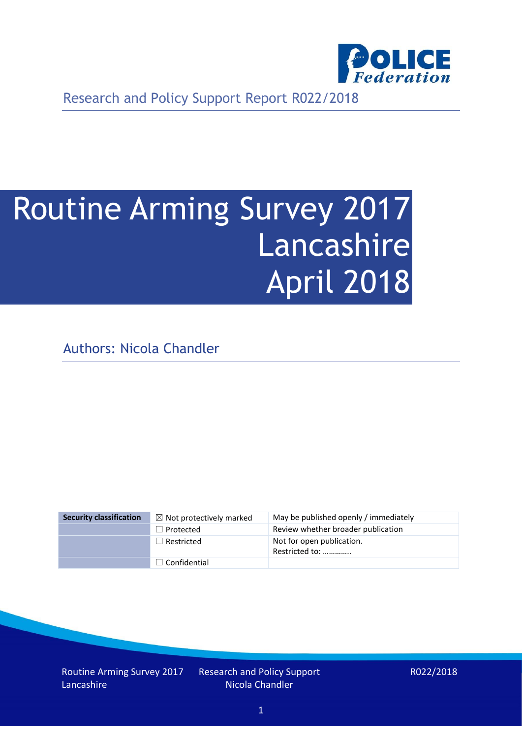Research and Policy Support Report R022/2018

# Routine Arming Survey 2017 Lancashire April 2018

Authors: Nicola Chandler

| Security classification | ☒ Not protectively marked | May be published openly / immediately |
|---|---|---|
| | ☐ Protected | Review whether broader publication |
| | ☐ Restricted | Not for open publication. Restricted to: ………….. |
| | ☐ Confidential | |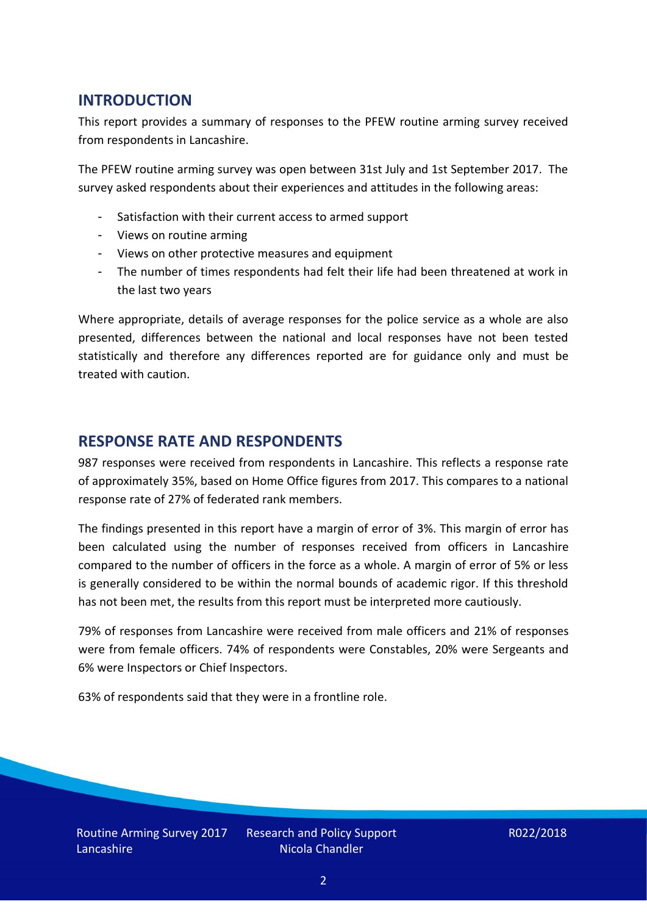## INTRODUCTION

This report provides a summary of responses to the PFEW routine arming survey received from respondents in Lancashire.

The PFEW routine arming survey was open between 31st July and 1st September 2017. The survey asked respondents about their experiences and attitudes in the following areas:

- Satisfaction with their current access to armed support
- Views on routine arming
- Views on other protective measures and equipment
- The number of times respondents had felt their life had been threatened at work in the last two years

Where appropriate, details of average responses for the police service as a whole are also presented, differences between the national and local responses have not been tested statistically and therefore any differences reported are for guidance only and must be treated with caution.

## RESPONSE RATE AND RESPONDENTS

987 responses were received from respondents in Lancashire. This reflects a response rate of approximately 35%, based on Home Office figures from 2017. This compares to a national response rate of 27% of federated rank members.

The findings presented in this report have a margin of error of 3%. This margin of error has been calculated using the number of responses received from officers in Lancashire compared to the number of officers in the force as a whole. A margin of error of 5% or less is generally considered to be within the normal bounds of academic rigor. If this threshold has not been met, the results from this report must be interpreted more cautiously.

79% of responses from Lancashire were received from male officers and 21% of responses were from female officers. 74% of respondents were Constables, 20% were Sergeants and 6% were Inspectors or Chief Inspectors.

63% of respondents said that they were in a frontline role.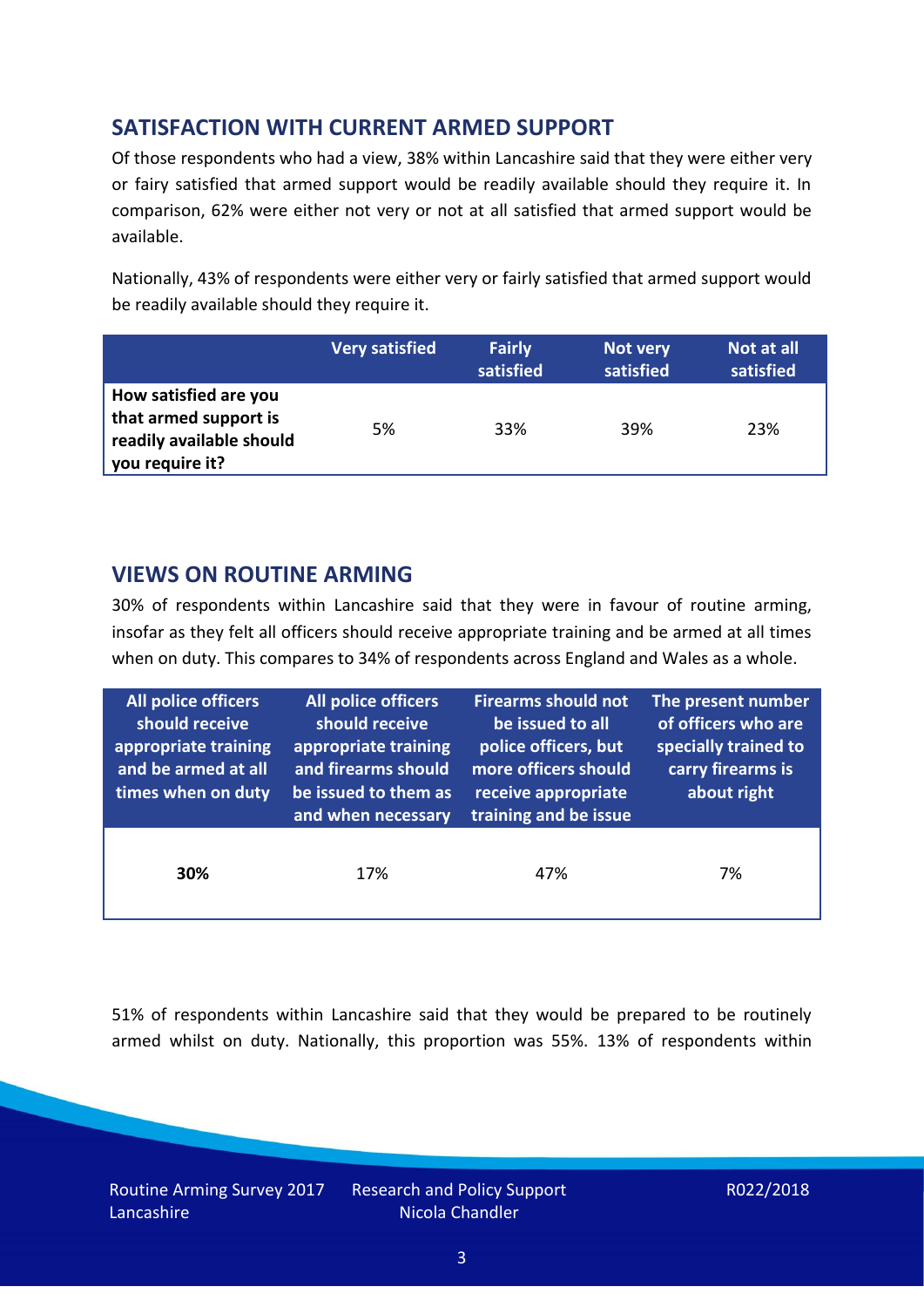## SATISFACTION WITH CURRENT ARMED SUPPORT

Of those respondents who had a view, 38% within Lancashire said that they were either very or fairly satisfied that armed support would be readily available should they require it. In comparison, 62% were either not very or not at all satisfied that armed support would be available.

Nationally, 43% of respondents were either very or fairly satisfied that armed support would be readily available should they require it.

| | Very satisfied | Fairly satisfied | Not very satisfied | Not at all satisfied |
|---|---|---|---|---|
| **How satisfied are you that armed support is readily available should you require it?** | 5% | 33% | 39% | 23% |

## VIEWS ON ROUTINE ARMING

30% of respondents within Lancashire said that they were in favour of routine arming, insofar as they felt all officers should receive appropriate training and be armed at all times when on duty. This compares to 34% of respondents across England and Wales as a whole.

| All police officers should receive appropriate training and be armed at all times when on duty | All police officers should receive appropriate training and firearms should be issued to them as and when necessary | Firearms should not be issued to all police officers, but more officers should receive appropriate training and be issue | The present number of officers who are specially trained to carry firearms is about right |
|---|---|---|---|
| **30%** | 17% | 47% | 7% |

51% of respondents within Lancashire said that they would be prepared to be routinely armed whilst on duty. Nationally, this proportion was 55%. 13% of respondents within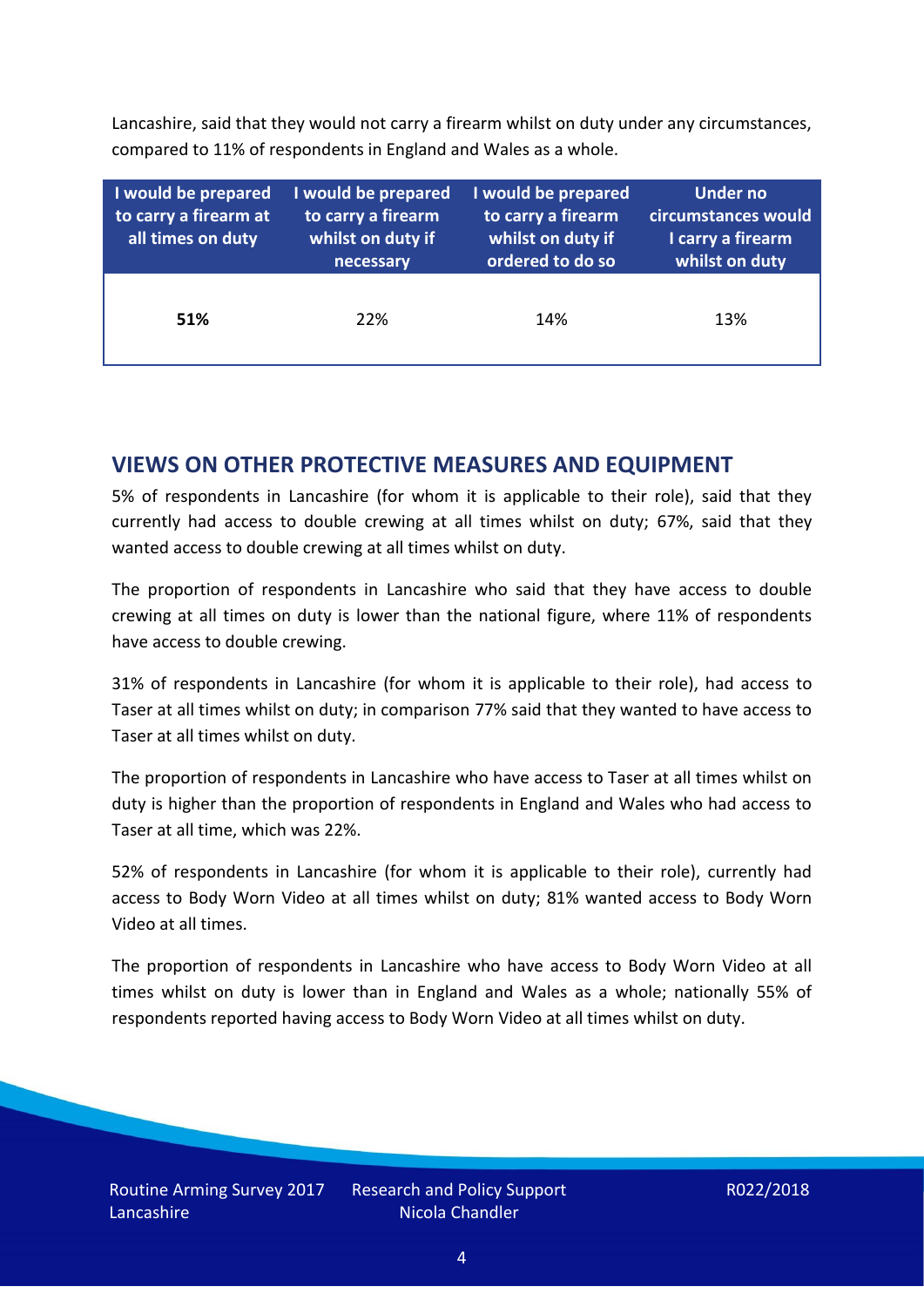Lancashire, said that they would not carry a firearm whilst on duty under any circumstances, compared to 11% of respondents in England and Wales as a whole.

| I would be prepared to carry a firearm at all times on duty | I would be prepared to carry a firearm whilst on duty if necessary | I would be prepared to carry a firearm whilst on duty if ordered to do so | Under no circumstances would I carry a firearm whilst on duty |
|---|---|---|---|
| **51%** | 22% | 14% | 13% |

## VIEWS ON OTHER PROTECTIVE MEASURES AND EQUIPMENT

5% of respondents in Lancashire (for whom it is applicable to their role), said that they currently had access to double crewing at all times whilst on duty; 67%, said that they wanted access to double crewing at all times whilst on duty.

The proportion of respondents in Lancashire who said that they have access to double crewing at all times on duty is lower than the national figure, where 11% of respondents have access to double crewing.

31% of respondents in Lancashire (for whom it is applicable to their role), had access to Taser at all times whilst on duty; in comparison 77% said that they wanted to have access to Taser at all times whilst on duty.

The proportion of respondents in Lancashire who have access to Taser at all times whilst on duty is higher than the proportion of respondents in England and Wales who had access to Taser at all time, which was 22%.

52% of respondents in Lancashire (for whom it is applicable to their role), currently had access to Body Worn Video at all times whilst on duty; 81% wanted access to Body Worn Video at all times.

The proportion of respondents in Lancashire who have access to Body Worn Video at all times whilst on duty is lower than in England and Wales as a whole; nationally 55% of respondents reported having access to Body Worn Video at all times whilst on duty.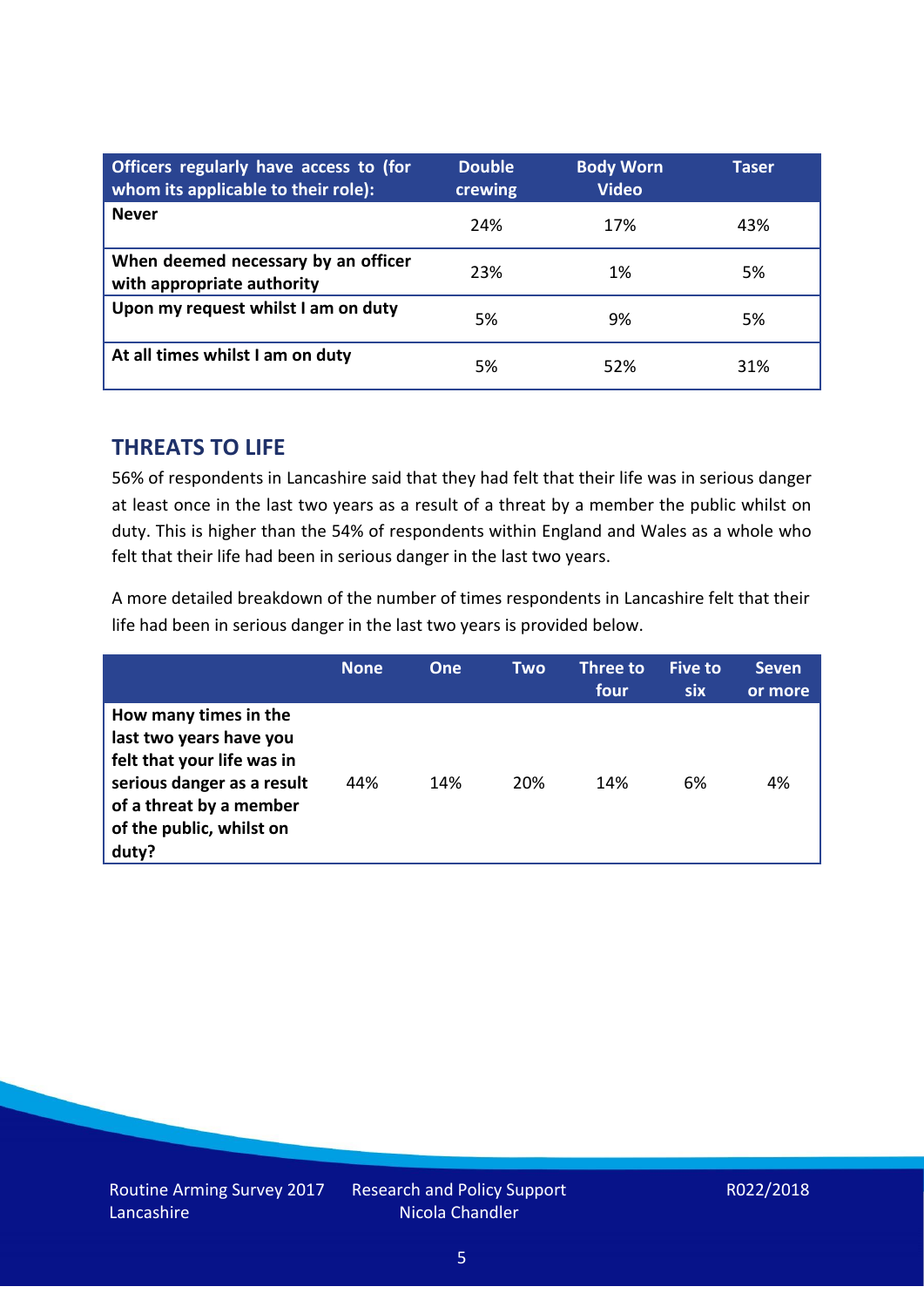| Officers regularly have access to (for whom its applicable to their role): | Double crewing | Body Worn Video | Taser |
|---|---|---|---|
| **Never** | 24% | 17% | 43% |
| **When deemed necessary by an officer with appropriate authority** | 23% | 1% | 5% |
| **Upon my request whilst I am on duty** | 5% | 9% | 5% |
| **At all times whilst I am on duty** | 5% | 52% | 31% |

## THREATS TO LIFE

56% of respondents in Lancashire said that they had felt that their life was in serious danger at least once in the last two years as a result of a threat by a member the public whilst on duty. This is higher than the 54% of respondents within England and Wales as a whole who felt that their life had been in serious danger in the last two years.

A more detailed breakdown of the number of times respondents in Lancashire felt that their life had been in serious danger in the last two years is provided below.

| | None | One | Two | Three to four | Five to six | Seven or more |
|---|---|---|---|---|---|---|
| **How many times in the last two years have you felt that your life was in serious danger as a result of a threat by a member of the public, whilst on duty?** | 44% | 14% | 20% | 14% | 6% | 4% |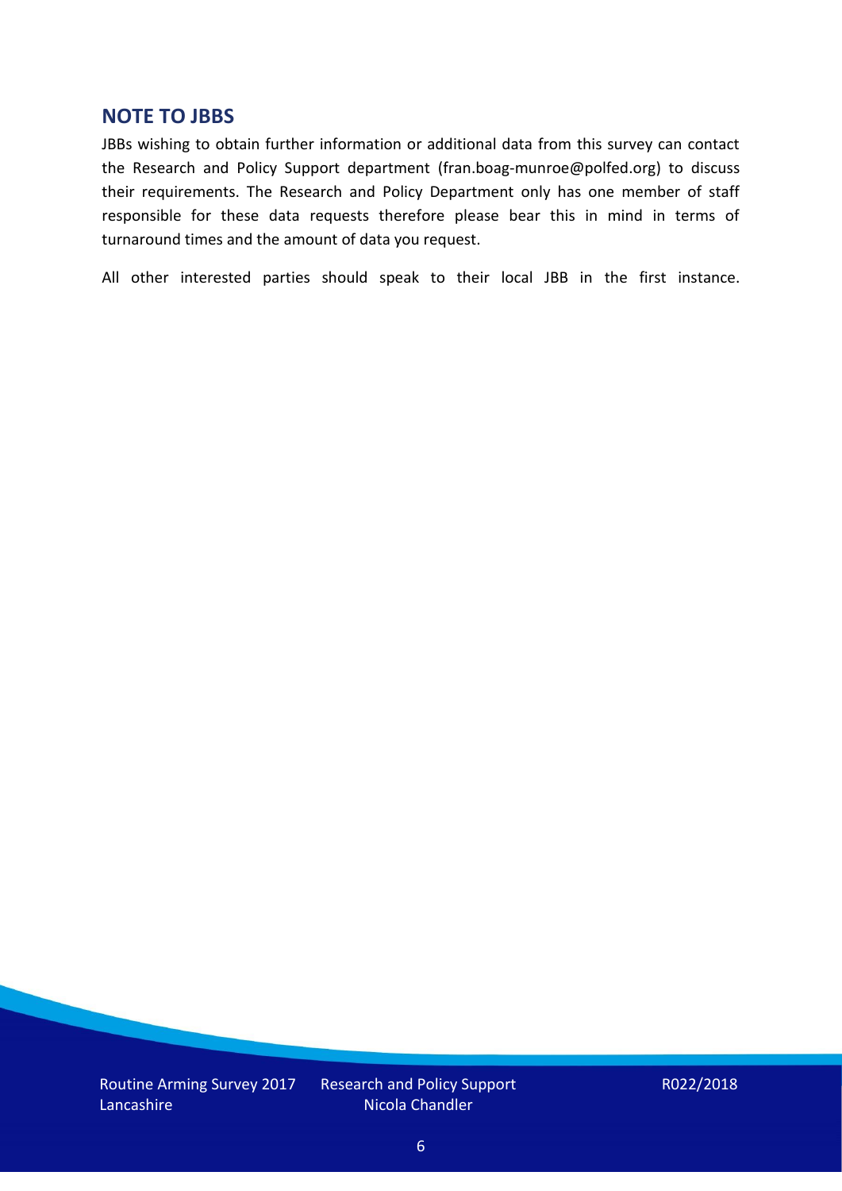## NOTE TO JBBS

JBBs wishing to obtain further information or additional data from this survey can contact the Research and Policy Support department (fran.boag-munroe@polfed.org) to discuss their requirements. The Research and Policy Department only has one member of staff responsible for these data requests therefore please bear this in mind in terms of turnaround times and the amount of data you request.

All other interested parties should speak to their local JBB in the first instance.